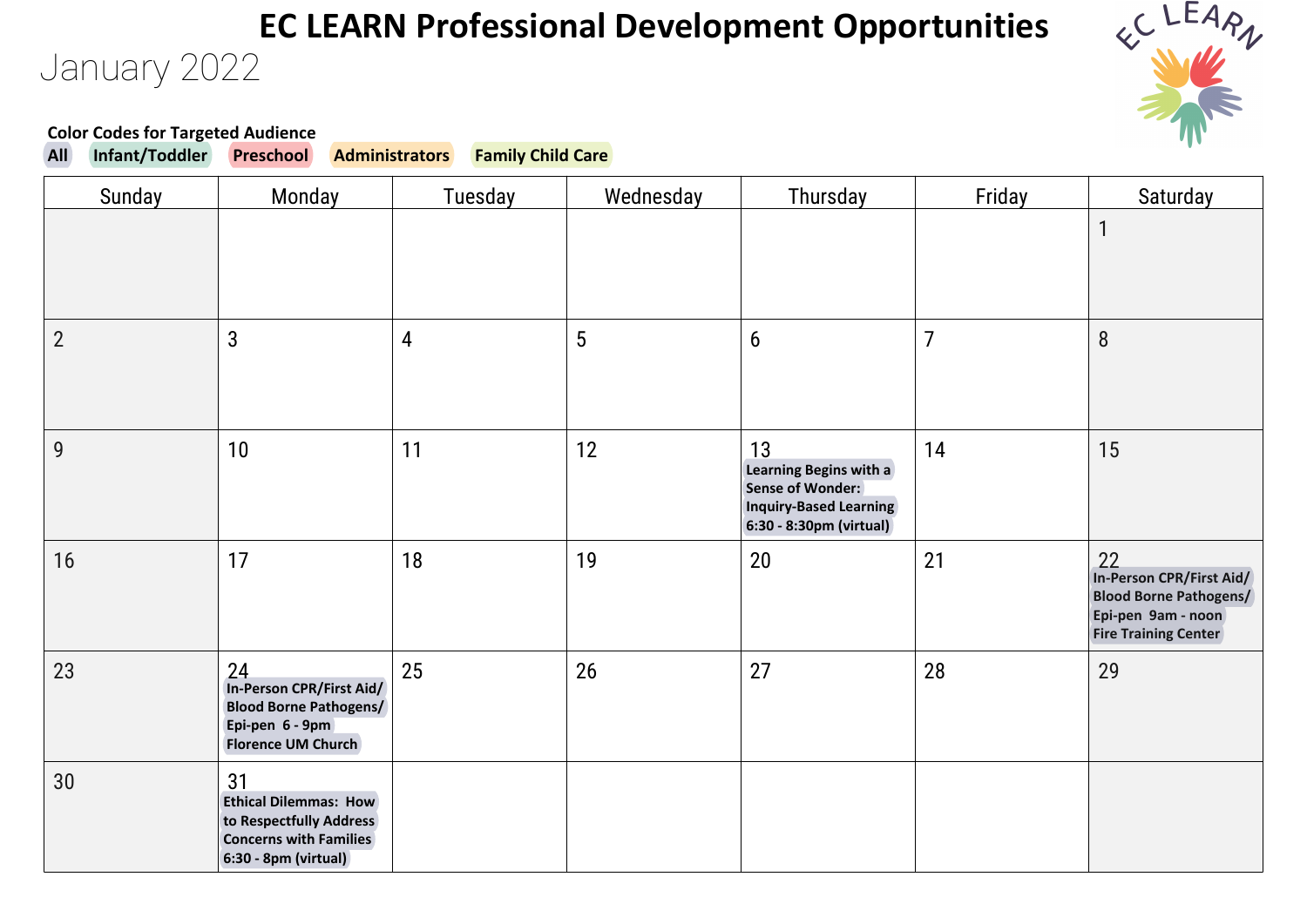# EC LEARN Professional Development Opportunities

## January 2022

**Color Codes for Targeted Audience**

**All** | **Infant/Toddler** | **Preschool** | **Administrators** | **Family Child Care**

| Sunday | Monday | Tuesday | Wednesday | Thursday | Friday | Saturday |
|---|---|---|---|---|---|---|
| | | | | | | 1 |
| 2 | 3 | 4 | 5 | 6 | 7 | 8 |
| 9 | 10 | 11 | 12 | 13 **Learning Begins with a Sense of Wonder: Inquiry-Based Learning 6:30 - 8:30pm (virtual)** | 14 | 15 |
| 16 | 17 | 18 | 19 | 20 | 21 | 22 **In-Person CPR/First Aid/ Blood Borne Pathogens/ Epi-pen 9am - noon Fire Training Center** |
| 23 | 24 **In-Person CPR/First Aid/ Blood Borne Pathogens/ Epi-pen 6 - 9pm Florence UM Church** | 25 | 26 | 27 | 28 | 29 |
| 30 | 31 **Ethical Dilemmas: How to Respectfully Address Concerns with Families 6:30 - 8pm (virtual)** | | | | | |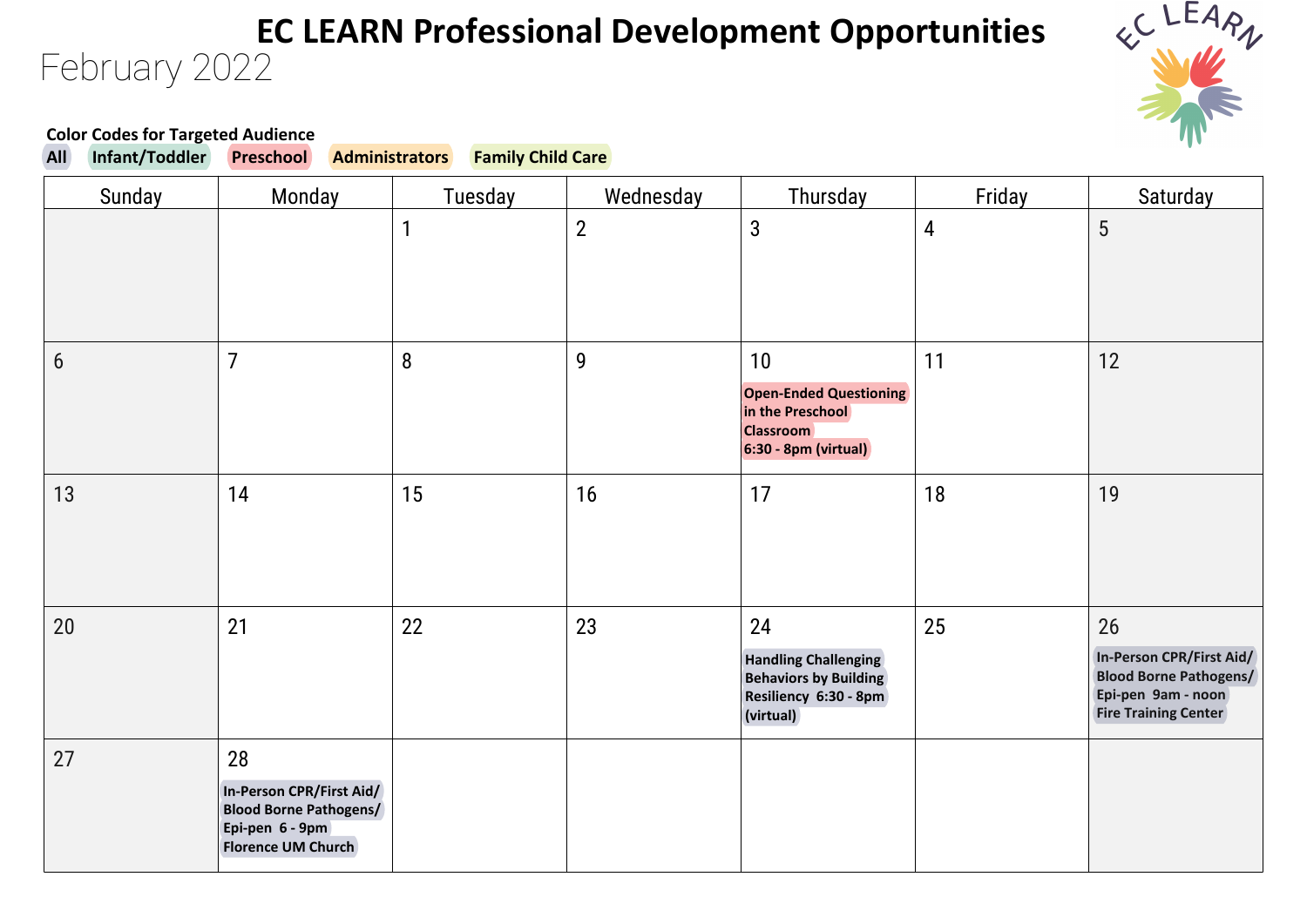# EC LEARN Professional Development Opportunities

## February 2022

**Color Codes for Targeted Audience**

All | Infant/Toddler | Preschool | Administrators | Family Child Care

| Sunday | Monday | Tuesday | Wednesday | Thursday | Friday | Saturday |
|---|---|---|---|---|---|---|
| | | 1 | 2 | 3 | 4 | 5 |
| 6 | 7 | 8 | 9 | 10<br>**Open-Ended Questioning in the Preschool Classroom 6:30 - 8pm (virtual)** | 11 | 12 |
| 13 | 14 | 15 | 16 | 17 | 18 | 19 |
| 20 | 21 | 22 | 23 | 24<br>**Handling Challenging Behaviors by Building Resiliency 6:30 - 8pm (virtual)** | 25 | 26<br>**In-Person CPR/First Aid/ Blood Borne Pathogens/ Epi-pen 9am - noon Fire Training Center** |
| 27 | 28<br>**In-Person CPR/First Aid/ Blood Borne Pathogens/ Epi-pen 6 - 9pm Florence UM Church** | | | | | |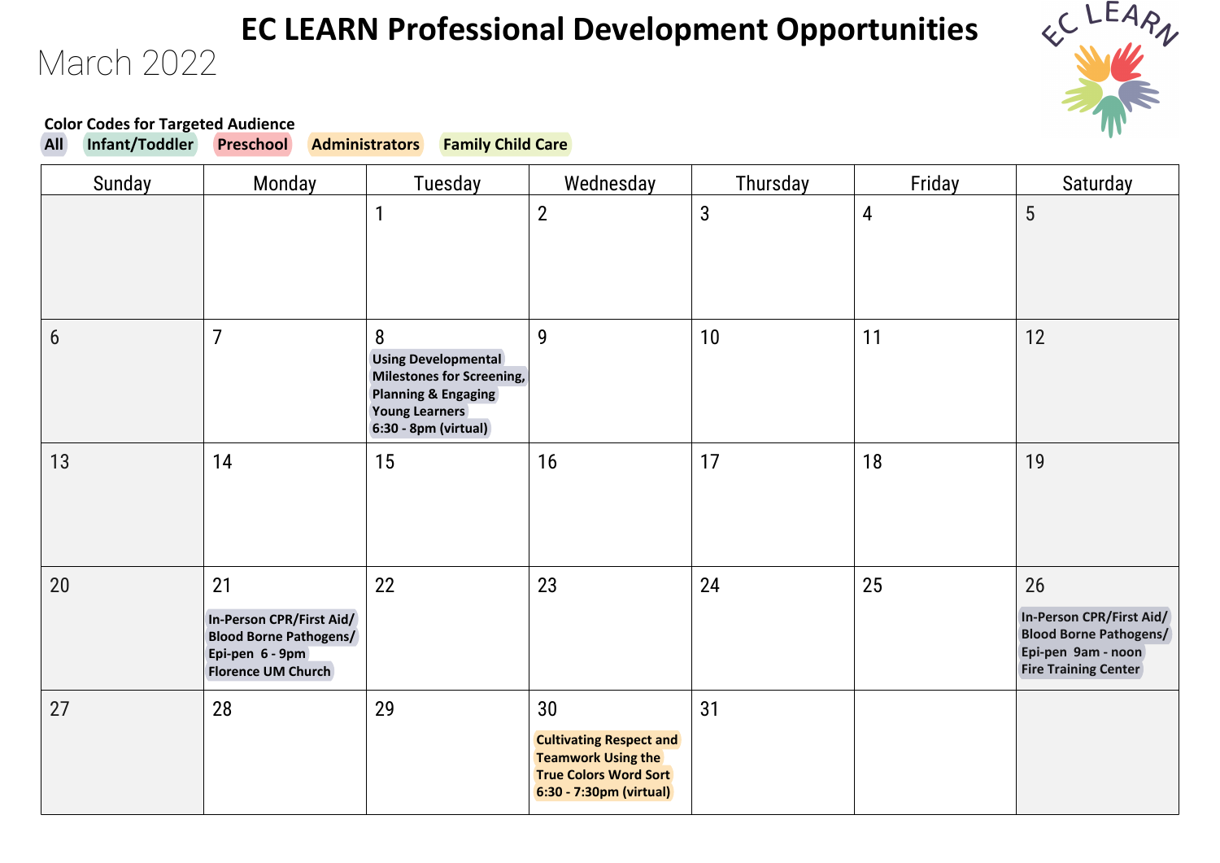# EC LEARN Professional Development Opportunities

March 2022

**Color Codes for Targeted Audience**

All | Infant/Toddler | Preschool | Administrators | Family Child Care

| Sunday | Monday | Tuesday | Wednesday | Thursday | Friday | Saturday |
|---|---|---|---|---|---|---|
| | | 1 | 2 | 3 | 4 | 5 |
| 6 | 7 | 8<br>**Using Developmental Milestones for Screening, Planning & Engaging Young Learners 6:30 - 8pm (virtual)** | 9 | 10 | 11 | 12 |
| 13 | 14 | 15 | 16 | 17 | 18 | 19 |
| 20 | 21<br>**In-Person CPR/First Aid/ Blood Borne Pathogens/ Epi-pen 6 - 9pm Florence UM Church** | 22 | 23 | 24 | 25 | 26<br>**In-Person CPR/First Aid/ Blood Borne Pathogens/ Epi-pen 9am - noon Fire Training Center** |
| 27 | 28 | 29 | 30<br>**Cultivating Respect and Teamwork Using the True Colors Word Sort 6:30 - 7:30pm (virtual)** | 31 | | |